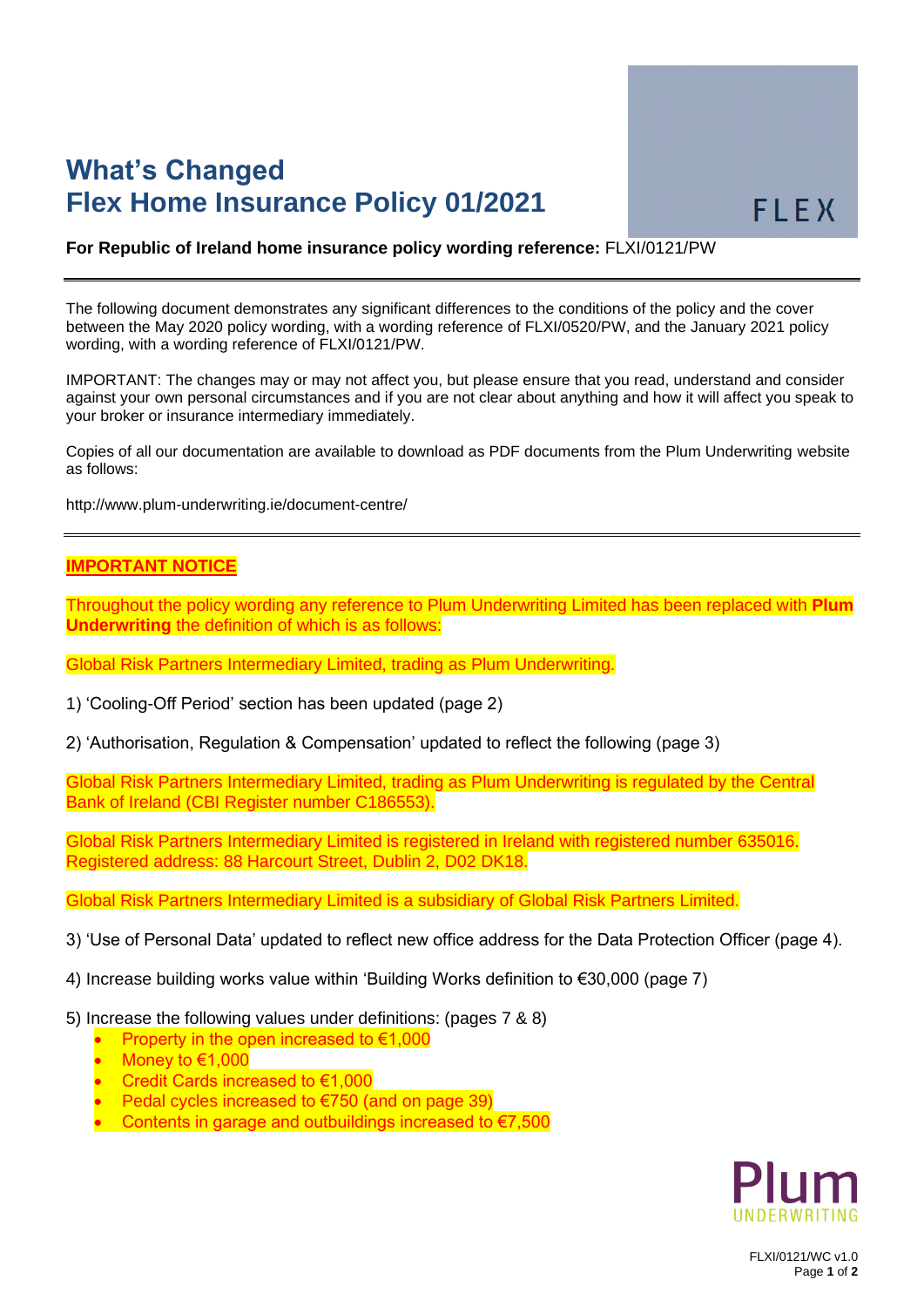# What's Changed
# Flex Home Insurance Policy 01/2021

FLEX

**For Republic of Ireland home insurance policy wording reference:** FLXI/0121/PW

---

The following document demonstrates any significant differences to the conditions of the policy and the cover between the May 2020 policy wording, with a wording reference of FLXI/0520/PW, and the January 2021 policy wording, with a wording reference of FLXI/0121/PW.

IMPORTANT: The changes may or may not affect you, but please ensure that you read, understand and consider against your own personal circumstances and if you are not clear about anything and how it will affect you speak to your broker or insurance intermediary immediately.

Copies of all our documentation are available to download as PDF documents from the Plum Underwriting website as follows:

http://www.plum-underwriting.ie/document-centre/

---

**IMPORTANT NOTICE**

Throughout the policy wording any reference to Plum Underwriting Limited has been replaced with **Plum Underwriting** the definition of which is as follows:

Global Risk Partners Intermediary Limited, trading as Plum Underwriting.

1) 'Cooling-Off Period' section has been updated (page 2)

2) 'Authorisation, Regulation & Compensation' updated to reflect the following (page 3)

Global Risk Partners Intermediary Limited, trading as Plum Underwriting is regulated by the Central Bank of Ireland (CBI Register number C186553).

Global Risk Partners Intermediary Limited is registered in Ireland with registered number 635016. Registered address: 88 Harcourt Street, Dublin 2, D02 DK18.

Global Risk Partners Intermediary Limited is a subsidiary of Global Risk Partners Limited.

3) 'Use of Personal Data' updated to reflect new office address for the Data Protection Officer (page 4).

4) Increase building works value within 'Building Works definition to €30,000 (page 7)

5) Increase the following values under definitions: (pages 7 & 8)

- Property in the open increased to €1,000
- Money to €1,000
- Credit Cards increased to €1,000
- Pedal cycles increased to €750 (and on page 39)
- Contents in garage and outbuildings increased to €7,500

Plum UNDERWRITING

FLXI/0121/WC v1.0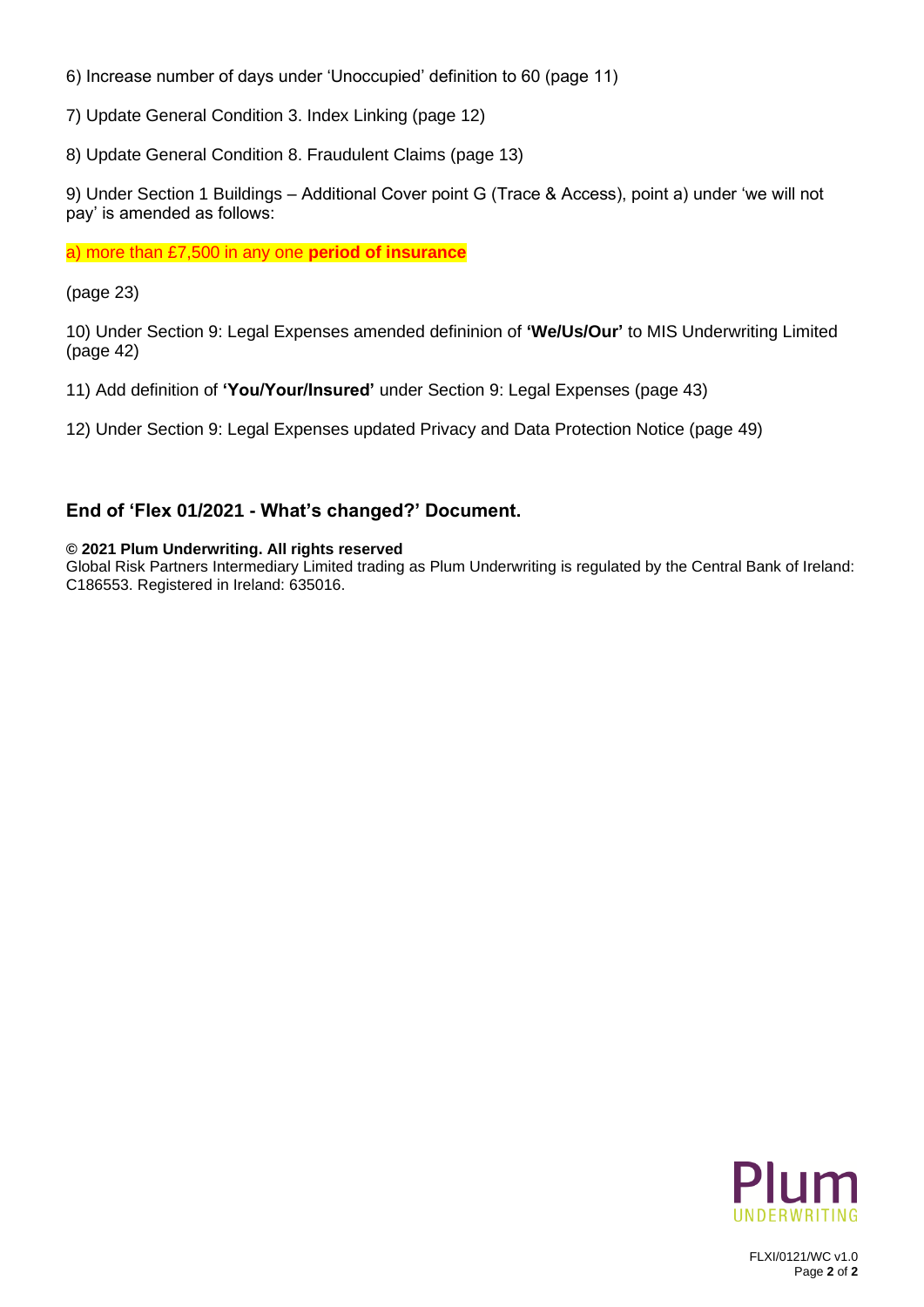6) Increase number of days under 'Unoccupied' definition to 60 (page 11)

7) Update General Condition 3. Index Linking (page 12)

8) Update General Condition 8. Fraudulent Claims (page 13)

9) Under Section 1 Buildings – Additional Cover point G (Trace & Access), point a) under 'we will not pay' is amended as follows:

a) more than £7,500 in any one **period of insurance**

(page 23)

10) Under Section 9: Legal Expenses amended defininion of **'We/Us/Our'** to MIS Underwriting Limited (page 42)

11) Add definition of **'You/Your/Insured'** under Section 9: Legal Expenses (page 43)

12) Under Section 9: Legal Expenses updated Privacy and Data Protection Notice (page 49)

## End of 'Flex 01/2021 - What's changed?' Document.

**© 2021 Plum Underwriting. All rights reserved**
Global Risk Partners Intermediary Limited trading as Plum Underwriting is regulated by the Central Bank of Ireland: C186553. Registered in Ireland: 635016.

FLXI/0121/WC v1.0